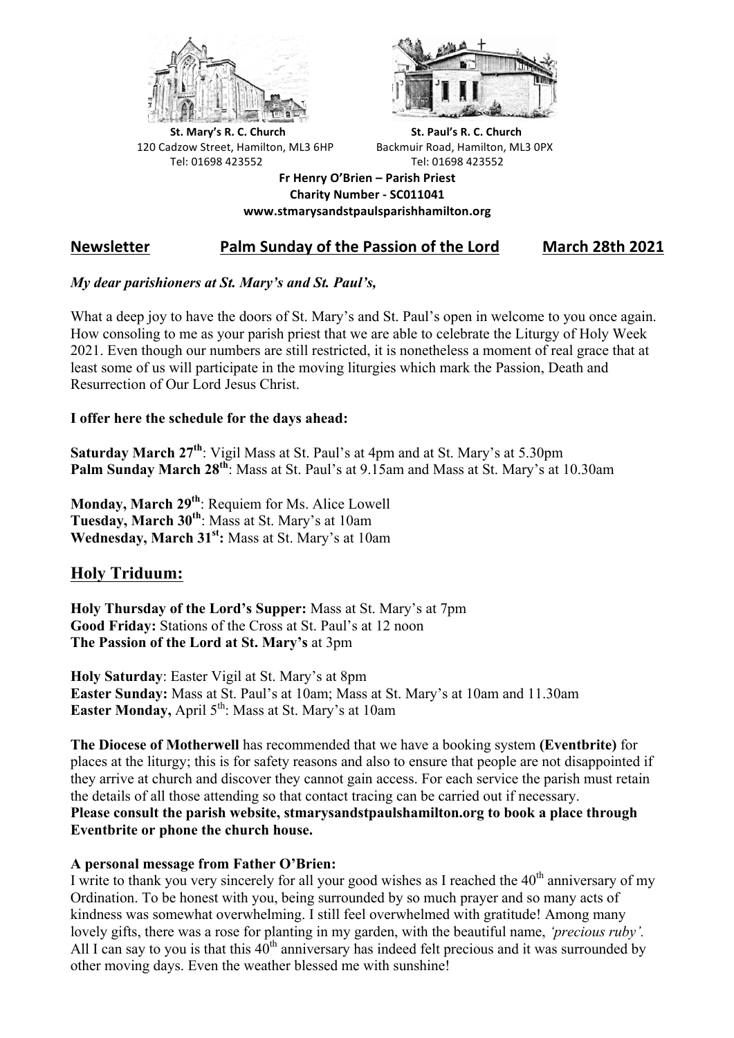**St. Mary's R. C. Church**
120 Cadzow Street, Hamilton, ML3 6HP
Tel: 01698 423552

**St. Paul's R. C. Church**
Backmuir Road, Hamilton, ML3 0PX
Tel: 01698 423552

**Fr Henry O'Brien – Parish Priest**
**Charity Number - SC011041**
**www.stmarysandstpaulsparishhamilton.org**

## Newsletter — Palm Sunday of the Passion of the Lord — March 28th 2021

***My dear parishioners at St. Mary's and St. Paul's,***

What a deep joy to have the doors of St. Mary's and St. Paul's open in welcome to you once again. How consoling to me as your parish priest that we are able to celebrate the Liturgy of Holy Week 2021. Even though our numbers are still restricted, it is nonetheless a moment of real grace that at least some of us will participate in the moving liturgies which mark the Passion, Death and Resurrection of Our Lord Jesus Christ.

**I offer here the schedule for the days ahead:**

**Saturday March 27th**: Vigil Mass at St. Paul's at 4pm and at St. Mary's at 5.30pm
**Palm Sunday March 28th**: Mass at St. Paul's at 9.15am and Mass at St. Mary's at 10.30am

**Monday, March 29th**: Requiem for Ms. Alice Lowell
**Tuesday, March 30th**: Mass at St. Mary's at 10am
**Wednesday, March 31st:** Mass at St. Mary's at 10am

## Holy Triduum:

**Holy Thursday of the Lord's Supper:** Mass at St. Mary's at 7pm
**Good Friday:** Stations of the Cross at St. Paul's at 12 noon
**The Passion of the Lord at St. Mary's** at 3pm

**Holy Saturday**: Easter Vigil at St. Mary's at 8pm
**Easter Sunday:** Mass at St. Paul's at 10am; Mass at St. Mary's at 10am and 11.30am
**Easter Monday,** April 5th: Mass at St. Mary's at 10am

**The Diocese of Motherwell** has recommended that we have a booking system **(Eventbrite)** for places at the liturgy; this is for safety reasons and also to ensure that people are not disappointed if they arrive at church and discover they cannot gain access. For each service the parish must retain the details of all those attending so that contact tracing can be carried out if necessary.
**Please consult the parish website, stmarysandstpaulshamilton.org to book a place through Eventbrite or phone the church house.**

**A personal message from Father O'Brien:**
I write to thank you very sincerely for all your good wishes as I reached the 40th anniversary of my Ordination. To be honest with you, being surrounded by so much prayer and so many acts of kindness was somewhat overwhelming. I still feel overwhelmed with gratitude! Among many lovely gifts, there was a rose for planting in my garden, with the beautiful name, *'precious ruby'.* All I can say to you is that this 40th anniversary has indeed felt precious and it was surrounded by other moving days. Even the weather blessed me with sunshine!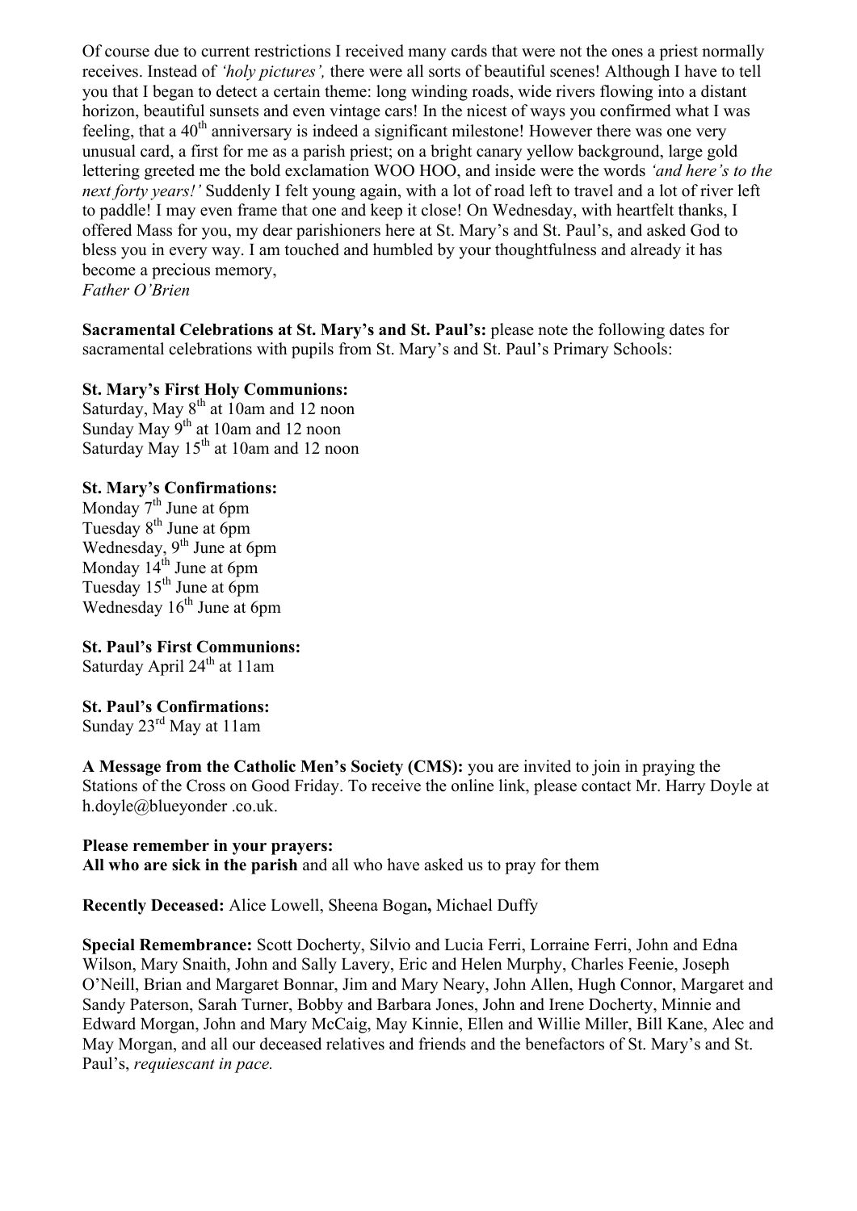Of course due to current restrictions I received many cards that were not the ones a priest normally receives. Instead of *'holy pictures',* there were all sorts of beautiful scenes! Although I have to tell you that I began to detect a certain theme: long winding roads, wide rivers flowing into a distant horizon, beautiful sunsets and even vintage cars! In the nicest of ways you confirmed what I was feeling, that a 40th anniversary is indeed a significant milestone! However there was one very unusual card, a first for me as a parish priest; on a bright canary yellow background, large gold lettering greeted me the bold exclamation WOO HOO, and inside were the words *'and here's to the next forty years!'* Suddenly I felt young again, with a lot of road left to travel and a lot of river left to paddle! I may even frame that one and keep it close! On Wednesday, with heartfelt thanks, I offered Mass for you, my dear parishioners here at St. Mary's and St. Paul's, and asked God to bless you in every way. I am touched and humbled by your thoughtfulness and already it has become a precious memory,
*Father O'Brien*

**Sacramental Celebrations at St. Mary's and St. Paul's:** please note the following dates for sacramental celebrations with pupils from St. Mary's and St. Paul's Primary Schools:

**St. Mary's First Holy Communions:**
Saturday, May 8th at 10am and 12 noon
Sunday May 9th at 10am and 12 noon
Saturday May 15th at 10am and 12 noon

**St. Mary's Confirmations:**
Monday 7th June at 6pm
Tuesday 8th June at 6pm
Wednesday, 9th June at 6pm
Monday 14th June at 6pm
Tuesday 15th June at 6pm
Wednesday 16th June at 6pm

**St. Paul's First Communions:**
Saturday April 24th at 11am

**St. Paul's Confirmations:**
Sunday 23rd May at 11am

**A Message from the Catholic Men's Society (CMS):** you are invited to join in praying the Stations of the Cross on Good Friday. To receive the online link, please contact Mr. Harry Doyle at h.doyle@blueyonder .co.uk.

**Please remember in your prayers:**
**All who are sick in the parish** and all who have asked us to pray for them

**Recently Deceased:** Alice Lowell, Sheena Bogan**,** Michael Duffy

**Special Remembrance:** Scott Docherty, Silvio and Lucia Ferri, Lorraine Ferri, John and Edna Wilson, Mary Snaith, John and Sally Lavery, Eric and Helen Murphy, Charles Feenie, Joseph O'Neill, Brian and Margaret Bonnar, Jim and Mary Neary, John Allen, Hugh Connor, Margaret and Sandy Paterson, Sarah Turner, Bobby and Barbara Jones, John and Irene Docherty, Minnie and Edward Morgan, John and Mary McCaig, May Kinnie, Ellen and Willie Miller, Bill Kane, Alec and May Morgan, and all our deceased relatives and friends and the benefactors of St. Mary's and St. Paul's, *requiescant in pace.*